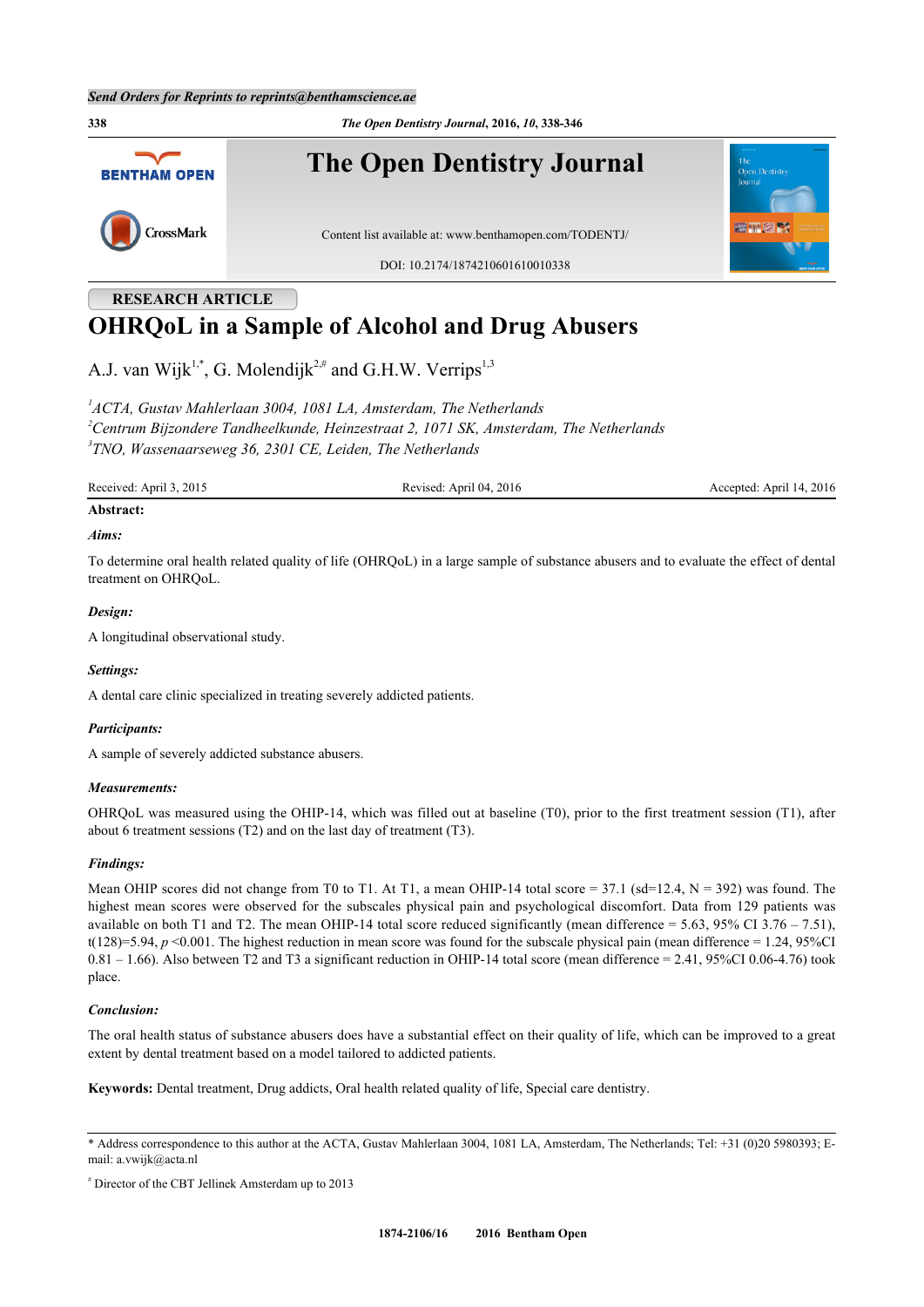Send Orders for Reprints to reprints@benthamscience.ae

# The Open Dentistry Journal

Content list available at: www.benthamopen.com/TODENTJ/

DOI: 10.2174/1874210601610010338

**RESEARCH ARTICLE**

# OHRQoL in a Sample of Alcohol and Drug Abusers

A.J. van Wijk[1,*], G. Molendijk[2,#] and G.H.W. Verrips[1,3]

*[1]ACTA, Gustav Mahlerlaan 3004, 1081 LA, Amsterdam, The Netherlands*
*[2]Centrum Bijzondere Tandheelkunde, Heinzestraat 2, 1071 SK, Amsterdam, The Netherlands*
*[3]TNO, Wassenaarseweg 36, 2301 CE, Leiden, The Netherlands*

Received: April 3, 2015 — Revised: April 04, 2016 — Accepted: April 14, 2016

**Abstract:**

***Aims:***

To determine oral health related quality of life (OHRQoL) in a large sample of substance abusers and to evaluate the effect of dental treatment on OHRQoL.

***Design:***

A longitudinal observational study.

***Settings:***

A dental care clinic specialized in treating severely addicted patients.

***Participants:***

A sample of severely addicted substance abusers.

***Measurements:***

OHRQoL was measured using the OHIP-14, which was filled out at baseline (T0), prior to the first treatment session (T1), after about 6 treatment sessions (T2) and on the last day of treatment (T3).

***Findings:***

Mean OHIP scores did not change from T0 to T1. At T1, a mean OHIP-14 total score = 37.1 (sd=12.4, N = 392) was found. The highest mean scores were observed for the subscales physical pain and psychological discomfort. Data from 129 patients was available on both T1 and T2. The mean OHIP-14 total score reduced significantly (mean difference = 5.63, 95% CI 3.76 – 7.51), $t(128)=5.94$, $p < 0.001$. The highest reduction in mean score was found for the subscale physical pain (mean difference = 1.24, 95%CI 0.81 – 1.66). Also between T2 and T3 a significant reduction in OHIP-14 total score (mean difference = 2.41, 95%CI 0.06-4.76) took place.

***Conclusion:***

The oral health status of substance abusers does have a substantial effect on their quality of life, which can be improved to a great extent by dental treatment based on a model tailored to addicted patients.

**Keywords:** Dental treatment, Drug addicts, Oral health related quality of life, Special care dentistry.

---

\* Address correspondence to this author at the ACTA, Gustav Mahlerlaan 3004, 1081 LA, Amsterdam, The Netherlands; Tel: +31 (0)20 5980393; E-mail: a.vwijk@acta.nl

[#] Director of the CBT Jellinek Amsterdam up to 2013

1874-2106/16 2016 Bentham Open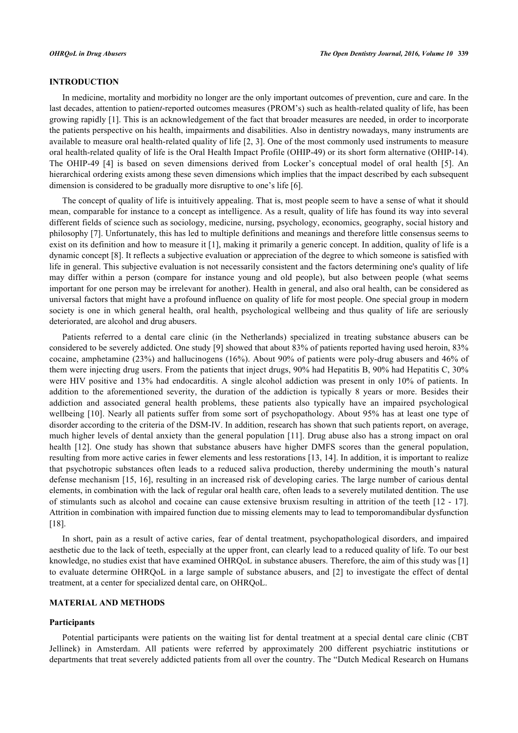## INTRODUCTION

In medicine, mortality and morbidity no longer are the only important outcomes of prevention, cure and care. In the last decades, attention to patient-reported outcomes measures (PROM's) such as health-related quality of life, has been growing rapidly [1]. This is an acknowledgement of the fact that broader measures are needed, in order to incorporate the patients perspective on his health, impairments and disabilities. Also in dentistry nowadays, many instruments are available to measure oral health-related quality of life [2, 3]. One of the most commonly used instruments to measure oral health-related quality of life is the Oral Health Impact Profile (OHIP-49) or its short form alternative (OHIP-14). The OHIP-49 [4] is based on seven dimensions derived from Locker's conceptual model of oral health [5]. An hierarchical ordering exists among these seven dimensions which implies that the impact described by each subsequent dimension is considered to be gradually more disruptive to one's life [6].

The concept of quality of life is intuitively appealing. That is, most people seem to have a sense of what it should mean, comparable for instance to a concept as intelligence. As a result, quality of life has found its way into several different fields of science such as sociology, medicine, nursing, psychology, economics, geography, social history and philosophy [7]. Unfortunately, this has led to multiple definitions and meanings and therefore little consensus seems to exist on its definition and how to measure it [1], making it primarily a generic concept. In addition, quality of life is a dynamic concept [8]. It reflects a subjective evaluation or appreciation of the degree to which someone is satisfied with life in general. This subjective evaluation is not necessarily consistent and the factors determining one's quality of life may differ within a person (compare for instance young and old people), but also between people (what seems important for one person may be irrelevant for another). Health in general, and also oral health, can be considered as universal factors that might have a profound influence on quality of life for most people. One special group in modern society is one in which general health, oral health, psychological wellbeing and thus quality of life are seriously deteriorated, are alcohol and drug abusers.

Patients referred to a dental care clinic (in the Netherlands) specialized in treating substance abusers can be considered to be severely addicted. One study [9] showed that about 83% of patients reported having used heroin, 83% cocaine, amphetamine (23%) and hallucinogens (16%). About 90% of patients were poly-drug abusers and 46% of them were injecting drug users. From the patients that inject drugs, 90% had Hepatitis B, 90% had Hepatitis C, 30% were HIV positive and 13% had endocarditis. A single alcohol addiction was present in only 10% of patients. In addition to the aforementioned severity, the duration of the addiction is typically 8 years or more. Besides their addiction and associated general health problems, these patients also typically have an impaired psychological wellbeing [10]. Nearly all patients suffer from some sort of psychopathology. About 95% has at least one type of disorder according to the criteria of the DSM-IV. In addition, research has shown that such patients report, on average, much higher levels of dental anxiety than the general population [11]. Drug abuse also has a strong impact on oral health [12]. One study has shown that substance abusers have higher DMFS scores than the general population, resulting from more active caries in fewer elements and less restorations [13, 14]. In addition, it is important to realize that psychotropic substances often leads to a reduced saliva production, thereby undermining the mouth's natural defense mechanism [15, 16], resulting in an increased risk of developing caries. The large number of carious dental elements, in combination with the lack of regular oral health care, often leads to a severely mutilated dentition. The use of stimulants such as alcohol and cocaine can cause extensive bruxism resulting in attrition of the teeth [12 - 17]. Attrition in combination with impaired function due to missing elements may to lead to temporomandibular dysfunction [18].

In short, pain as a result of active caries, fear of dental treatment, psychopathological disorders, and impaired aesthetic due to the lack of teeth, especially at the upper front, can clearly lead to a reduced quality of life. To our best knowledge, no studies exist that have examined OHRQoL in substance abusers. Therefore, the aim of this study was [1] to evaluate determine OHRQoL in a large sample of substance abusers, and [2] to investigate the effect of dental treatment, at a center for specialized dental care, on OHRQoL.

## MATERIAL AND METHODS

### Participants

Potential participants were patients on the waiting list for dental treatment at a special dental care clinic (CBT Jellinek) in Amsterdam. All patients were referred by approximately 200 different psychiatric institutions or departments that treat severely addicted patients from all over the country. The "Dutch Medical Research on Humans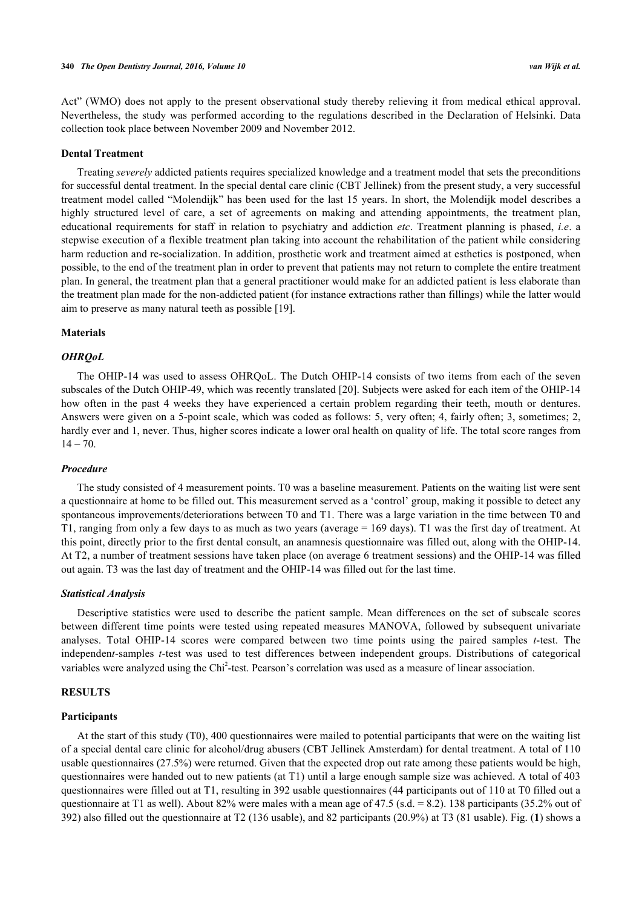Act" (WMO) does not apply to the present observational study thereby relieving it from medical ethical approval. Nevertheless, the study was performed according to the regulations described in the Declaration of Helsinki. Data collection took place between November 2009 and November 2012.

### Dental Treatment

Treating *severely* addicted patients requires specialized knowledge and a treatment model that sets the preconditions for successful dental treatment. In the special dental care clinic (CBT Jellinek) from the present study, a very successful treatment model called "Molendijk" has been used for the last 15 years. In short, the Molendijk model describes a highly structured level of care, a set of agreements on making and attending appointments, the treatment plan, educational requirements for staff in relation to psychiatry and addiction *etc*. Treatment planning is phased, *i.e*. a stepwise execution of a flexible treatment plan taking into account the rehabilitation of the patient while considering harm reduction and re-socialization. In addition, prosthetic work and treatment aimed at esthetics is postponed, when possible, to the end of the treatment plan in order to prevent that patients may not return to complete the entire treatment plan. In general, the treatment plan that a general practitioner would make for an addicted patient is less elaborate than the treatment plan made for the non-addicted patient (for instance extractions rather than fillings) while the latter would aim to preserve as many natural teeth as possible [19].

### Materials

#### *OHRQoL*

The OHIP-14 was used to assess OHRQoL. The Dutch OHIP-14 consists of two items from each of the seven subscales of the Dutch OHIP-49, which was recently translated [20]. Subjects were asked for each item of the OHIP-14 how often in the past 4 weeks they have experienced a certain problem regarding their teeth, mouth or dentures. Answers were given on a 5-point scale, which was coded as follows: 5, very often; 4, fairly often; 3, sometimes; 2, hardly ever and 1, never. Thus, higher scores indicate a lower oral health on quality of life. The total score ranges from 14 – 70.

#### *Procedure*

The study consisted of 4 measurement points. T0 was a baseline measurement. Patients on the waiting list were sent a questionnaire at home to be filled out. This measurement served as a 'control' group, making it possible to detect any spontaneous improvements/deteriorations between T0 and T1. There was a large variation in the time between T0 and T1, ranging from only a few days to as much as two years (average = 169 days). T1 was the first day of treatment. At this point, directly prior to the first dental consult, an anamnesis questionnaire was filled out, along with the OHIP-14. At T2, a number of treatment sessions have taken place (on average 6 treatment sessions) and the OHIP-14 was filled out again. T3 was the last day of treatment and the OHIP-14 was filled out for the last time.

#### *Statistical Analysis*

Descriptive statistics were used to describe the patient sample. Mean differences on the set of subscale scores between different time points were tested using repeated measures MANOVA, followed by subsequent univariate analyses. Total OHIP-14 scores were compared between two time points using the paired samples *t*-test. The independen*t*-samples *t*-test was used to test differences between independent groups. Distributions of categorical variables were analyzed using the $Chi^2$-test. Pearson's correlation was used as a measure of linear association.

## RESULTS

### Participants

At the start of this study (T0), 400 questionnaires were mailed to potential participants that were on the waiting list of a special dental care clinic for alcohol/drug abusers (CBT Jellinek Amsterdam) for dental treatment. A total of 110 usable questionnaires (27.5%) were returned. Given that the expected drop out rate among these patients would be high, questionnaires were handed out to new patients (at T1) until a large enough sample size was achieved. A total of 403 questionnaires were filled out at T1, resulting in 392 usable questionnaires (44 participants out of 110 at T0 filled out a questionnaire at T1 as well). About 82% were males with a mean age of 47.5 (s.d. = 8.2). 138 participants (35.2% out of 392) also filled out the questionnaire at T2 (136 usable), and 82 participants (20.9%) at T3 (81 usable). Fig. (**1**) shows a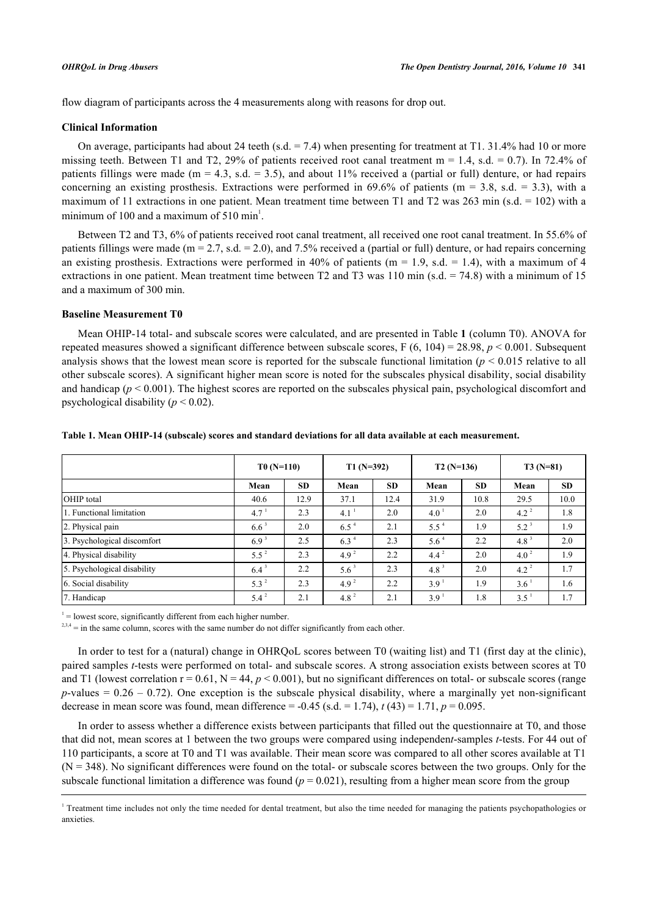flow diagram of participants across the 4 measurements along with reasons for drop out.

### Clinical Information

On average, participants had about 24 teeth (s.d. = 7.4) when presenting for treatment at T1. 31.4% had 10 or more missing teeth. Between T1 and T2, 29% of patients received root canal treatment m = 1.4, s.d. = 0.7). In 72.4% of patients fillings were made (m = 4.3, s.d. = 3.5), and about 11% received a (partial or full) denture, or had repairs concerning an existing prosthesis. Extractions were performed in 69.6% of patients (m = 3.8, s.d. = 3.3), with a maximum of 11 extractions in one patient. Mean treatment time between T1 and T2 was 263 min (s.d. = 102) with a minimum of 100 and a maximum of 510 min[1].

Between T2 and T3, 6% of patients received root canal treatment, all received one root canal treatment. In 55.6% of patients fillings were made (m = 2.7, s.d. = 2.0), and 7.5% received a (partial or full) denture, or had repairs concerning an existing prosthesis. Extractions were performed in 40% of patients (m = 1.9, s.d. = 1.4), with a maximum of 4 extractions in one patient. Mean treatment time between T2 and T3 was 110 min (s.d. = 74.8) with a minimum of 15 and a maximum of 300 min.

### Baseline Measurement T0

Mean OHIP-14 total- and subscale scores were calculated, and are presented in Table **1** (column T0). ANOVA for repeated measures showed a significant difference between subscale scores, $F(6, 104) = 28.98$, $p < 0.001$. Subsequent analysis shows that the lowest mean score is reported for the subscale functional limitation ($p < 0.015$ relative to all other subscale scores). A significant higher mean score is noted for the subscales physical disability, social disability and handicap ($p < 0.001$). The highest scores are reported on the subscales physical pain, psychological discomfort and psychological disability ($p < 0.02$).

**Table 1. Mean OHIP-14 (subscale) scores and standard deviations for all data available at each measurement.**

| | T0 (N=110) | | T1 (N=392) | | T2 (N=136) | | T3 (N=81) | |
|---|---|---|---|---|---|---|---|---|
| | Mean | SD | Mean | SD | Mean | SD | Mean | SD |
| OHIP total | 40.6 | 12.9 | 37.1 | 12.4 | 31.9 | 10.8 | 29.5 | 10.0 |
| 1. Functional limitation | 4.7 [1] | 2.3 | 4.1 [1] | 2.0 | 4.0 [1] | 2.0 | 4.2 [2] | 1.8 |
| 2. Physical pain | 6.6 [3] | 2.0 | 6.5 [4] | 2.1 | 5.5 [4] | 1.9 | 5.2 [3] | 1.9 |
| 3. Psychological discomfort | 6.9 [3] | 2.5 | 6.3 [4] | 2.3 | 5.6 [4] | 2.2 | 4.8 [3] | 2.0 |
| 4. Physical disability | 5.5 [2] | 2.3 | 4.9 [2] | 2.2 | 4.4 [2] | 2.0 | 4.0 [2] | 1.9 |
| 5. Psychological disability | 6.4 [3] | 2.2 | 5.6 [3] | 2.3 | 4.8 [3] | 2.0 | 4.2 [2] | 1.7 |
| 6. Social disability | 5.3 [2] | 2.3 | 4.9 [2] | 2.2 | 3.9 [1] | 1.9 | 3.6 [1] | 1.6 |
| 7. Handicap | 5.4 [2] | 2.1 | 4.8 [2] | 2.1 | 3.9 [1] | 1.8 | 3.5 [1] | 1.7 |

[1] = lowest score, significantly different from each higher number.
[2,3,4] = in the same column, scores with the same number do not differ significantly from each other.

In order to test for a (natural) change in OHRQoL scores between T0 (waiting list) and T1 (first day at the clinic), paired samples *t*-tests were performed on total- and subscale scores. A strong association exists between scores at T0 and T1 (lowest correlation $r = 0.61$, $N = 44$, $p < 0.001$), but no significant differences on total- or subscale scores (range *p*-values = 0.26 – 0.72). One exception is the subscale physical disability, where a marginally yet non-significant decrease in mean score was found, mean difference = -0.45 (s.d. = 1.74), $t(43) = 1.71$, $p = 0.095$.

In order to assess whether a difference exists between participants that filled out the questionnaire at T0, and those that did not, mean scores at 1 between the two groups were compared using independen*t*-samples *t*-tests. For 44 out of 110 participants, a score at T0 and T1 was available. Their mean score was compared to all other scores available at T1 (N = 348). No significant differences were found on the total- or subscale scores between the two groups. Only for the subscale functional limitation a difference was found ($p = 0.021$), resulting from a higher mean score from the group

[1] Treatment time includes not only the time needed for dental treatment, but also the time needed for managing the patients psychopathologies or anxieties.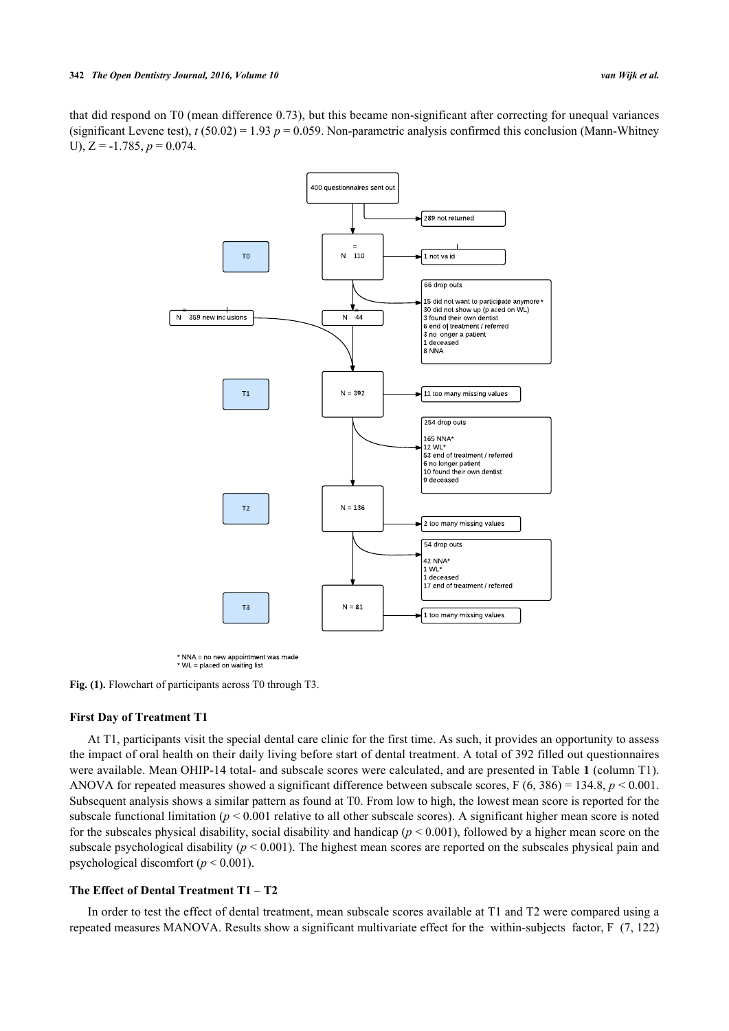that did respond on T0 (mean difference 0.73), but this became non-significant after correcting for unequal variances (significant Levene test), $t$ (50.02) = 1.93 $p = 0.059$. Non-parametric analysis confirmed this conclusion (Mann-Whitney U), Z = -1.785, $p = 0.074$.

Fig. (1). Flowchart of participants across T0 through T3.

### First Day of Treatment T1

At T1, participants visit the special dental care clinic for the first time. As such, it provides an opportunity to assess the impact of oral health on their daily living before start of dental treatment. A total of 392 filled out questionnaires were available. Mean OHIP-14 total- and subscale scores were calculated, and are presented in Table **1** (column T1). ANOVA for repeated measures showed a significant difference between subscale scores, F (6, 386) = 134.8, $p < 0.001$. Subsequent analysis shows a similar pattern as found at T0. From low to high, the lowest mean score is reported for the subscale functional limitation ($p < 0.001$ relative to all other subscale scores). A significant higher mean score is noted for the subscales physical disability, social disability and handicap ($p < 0.001$), followed by a higher mean score on the subscale psychological disability ($p < 0.001$). The highest mean scores are reported on the subscales physical pain and psychological discomfort ($p < 0.001$).

### The Effect of Dental Treatment T1 – T2

In order to test the effect of dental treatment, mean subscale scores available at T1 and T2 were compared using a repeated measures MANOVA. Results show a significant multivariate effect for the within-subjects factor, F (7, 122)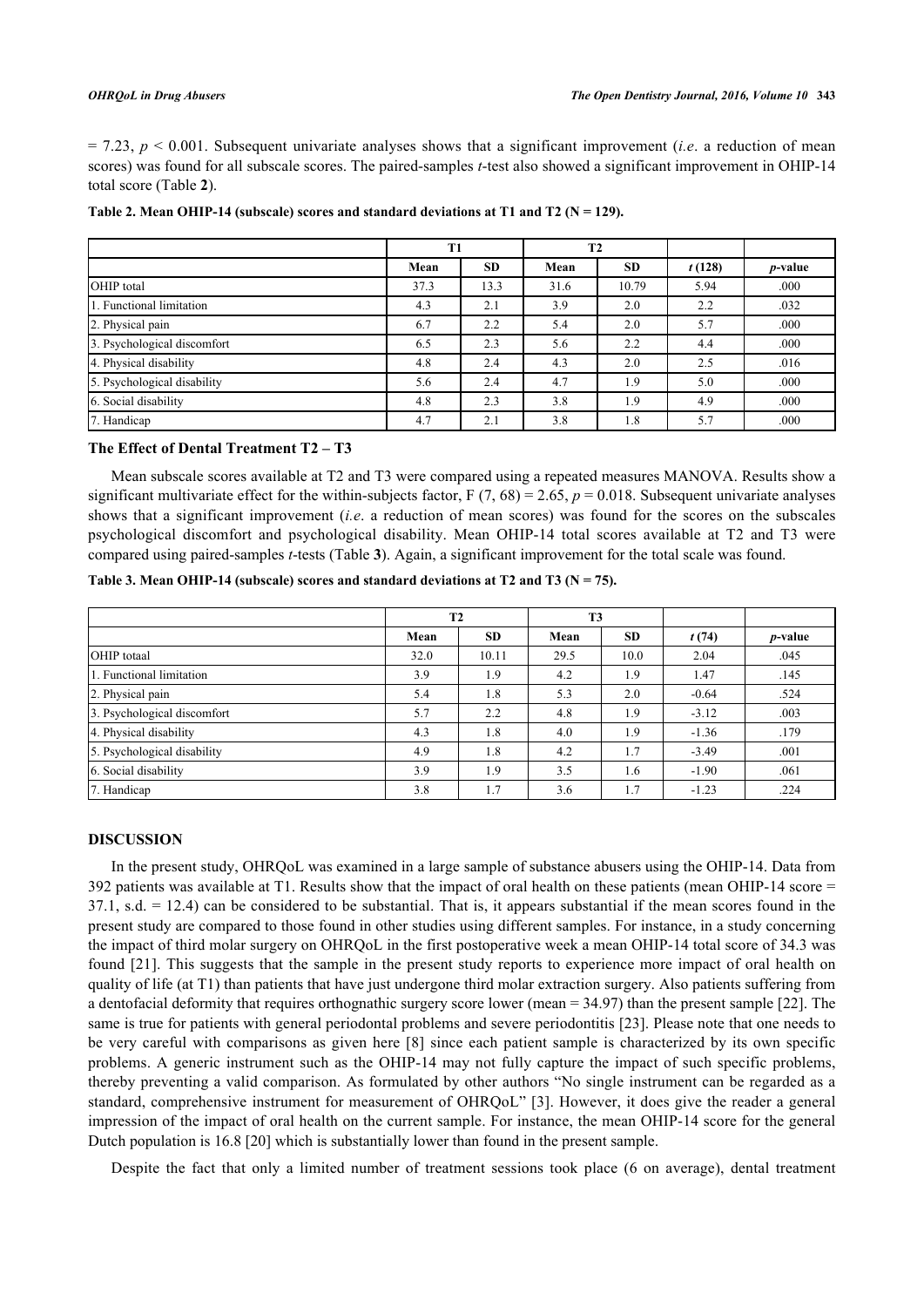= 7.23, $p < 0.001$. Subsequent univariate analyses shows that a significant improvement (*i.e*. a reduction of mean scores) was found for all subscale scores. The paired-samples *t*-test also showed a significant improvement in OHIP-14 total score (Table **2**).

**Table 2. Mean OHIP-14 (subscale) scores and standard deviations at T1 and T2 (N = 129).**

| | T1 | | T2 | | | |
|---|---|---|---|---|---|---|
| | Mean | SD | Mean | SD | *t* (128) | *p*-value |
| OHIP total | 37.3 | 13.3 | 31.6 | 10.79 | 5.94 | .000 |
| 1. Functional limitation | 4.3 | 2.1 | 3.9 | 2.0 | 2.2 | .032 |
| 2. Physical pain | 6.7 | 2.2 | 5.4 | 2.0 | 5.7 | .000 |
| 3. Psychological discomfort | 6.5 | 2.3 | 5.6 | 2.2 | 4.4 | .000 |
| 4. Physical disability | 4.8 | 2.4 | 4.3 | 2.0 | 2.5 | .016 |
| 5. Psychological disability | 5.6 | 2.4 | 4.7 | 1.9 | 5.0 | .000 |
| 6. Social disability | 4.8 | 2.3 | 3.8 | 1.9 | 4.9 | .000 |
| 7. Handicap | 4.7 | 2.1 | 3.8 | 1.8 | 5.7 | .000 |

### The Effect of Dental Treatment T2 – T3

Mean subscale scores available at T2 and T3 were compared using a repeated measures MANOVA. Results show a significant multivariate effect for the within-subjects factor, $F(7, 68) = 2.65$, $p = 0.018$. Subsequent univariate analyses shows that a significant improvement (*i.e*. a reduction of mean scores) was found for the scores on the subscales psychological discomfort and psychological disability. Mean OHIP-14 total scores available at T2 and T3 were compared using paired-samples *t*-tests (Table **3**). Again, a significant improvement for the total scale was found.

**Table 3. Mean OHIP-14 (subscale) scores and standard deviations at T2 and T3 (N = 75).**

| | T2 | | T3 | | | |
|---|---|---|---|---|---|---|
| | Mean | SD | Mean | SD | *t* (74) | *p*-value |
| OHIP totaal | 32.0 | 10.11 | 29.5 | 10.0 | 2.04 | .045 |
| 1. Functional limitation | 3.9 | 1.9 | 4.2 | 1.9 | 1.47 | .145 |
| 2. Physical pain | 5.4 | 1.8 | 5.3 | 2.0 | -0.64 | .524 |
| 3. Psychological discomfort | 5.7 | 2.2 | 4.8 | 1.9 | -3.12 | .003 |
| 4. Physical disability | 4.3 | 1.8 | 4.0 | 1.9 | -1.36 | .179 |
| 5. Psychological disability | 4.9 | 1.8 | 4.2 | 1.7 | -3.49 | .001 |
| 6. Social disability | 3.9 | 1.9 | 3.5 | 1.6 | -1.90 | .061 |
| 7. Handicap | 3.8 | 1.7 | 3.6 | 1.7 | -1.23 | .224 |

## DISCUSSION

In the present study, OHRQoL was examined in a large sample of substance abusers using the OHIP-14. Data from 392 patients was available at T1. Results show that the impact of oral health on these patients (mean OHIP-14 score = 37.1, s.d. = 12.4) can be considered to be substantial. That is, it appears substantial if the mean scores found in the present study are compared to those found in other studies using different samples. For instance, in a study concerning the impact of third molar surgery on OHRQoL in the first postoperative week a mean OHIP-14 total score of 34.3 was found [21]. This suggests that the sample in the present study reports to experience more impact of oral health on quality of life (at T1) than patients that have just undergone third molar extraction surgery. Also patients suffering from a dentofacial deformity that requires orthognathic surgery score lower (mean = 34.97) than the present sample [22]. The same is true for patients with general periodontal problems and severe periodontitis [23]. Please note that one needs to be very careful with comparisons as given here [8] since each patient sample is characterized by its own specific problems. A generic instrument such as the OHIP-14 may not fully capture the impact of such specific problems, thereby preventing a valid comparison. As formulated by other authors "No single instrument can be regarded as a standard, comprehensive instrument for measurement of OHRQoL" [3]. However, it does give the reader a general impression of the impact of oral health on the current sample. For instance, the mean OHIP-14 score for the general Dutch population is 16.8 [20] which is substantially lower than found in the present sample.

Despite the fact that only a limited number of treatment sessions took place (6 on average), dental treatment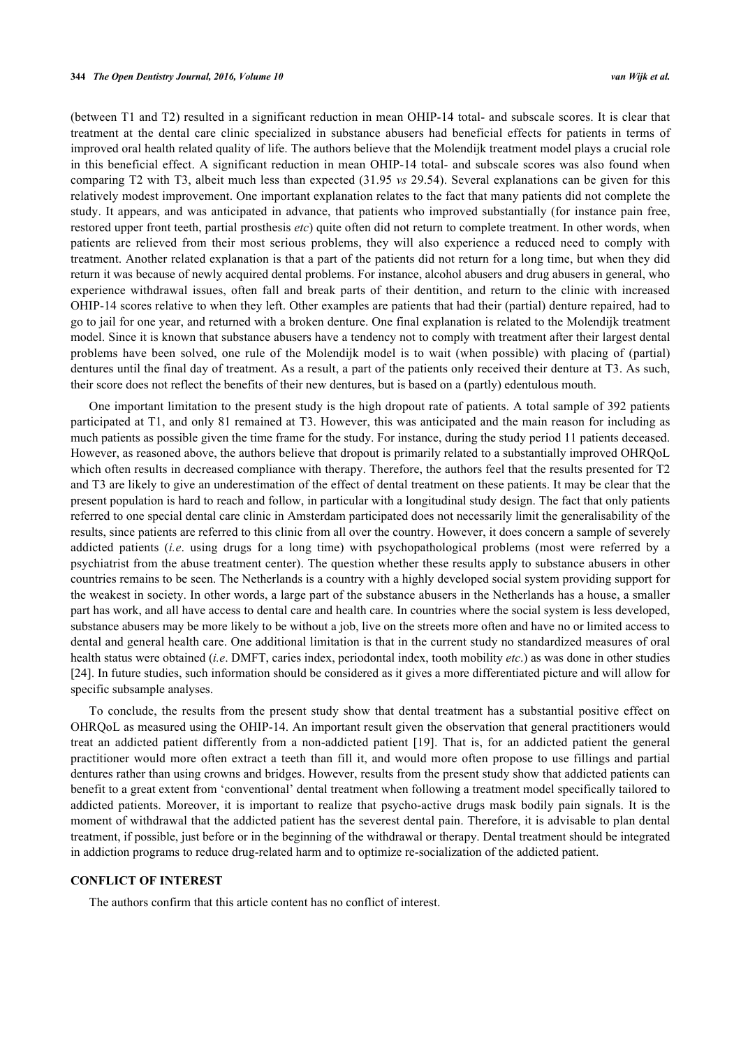(between T1 and T2) resulted in a significant reduction in mean OHIP-14 total- and subscale scores. It is clear that treatment at the dental care clinic specialized in substance abusers had beneficial effects for patients in terms of improved oral health related quality of life. The authors believe that the Molendijk treatment model plays a crucial role in this beneficial effect. A significant reduction in mean OHIP-14 total- and subscale scores was also found when comparing T2 with T3, albeit much less than expected (31.95 *vs* 29.54). Several explanations can be given for this relatively modest improvement. One important explanation relates to the fact that many patients did not complete the study. It appears, and was anticipated in advance, that patients who improved substantially (for instance pain free, restored upper front teeth, partial prosthesis *etc*) quite often did not return to complete treatment. In other words, when patients are relieved from their most serious problems, they will also experience a reduced need to comply with treatment. Another related explanation is that a part of the patients did not return for a long time, but when they did return it was because of newly acquired dental problems. For instance, alcohol abusers and drug abusers in general, who experience withdrawal issues, often fall and break parts of their dentition, and return to the clinic with increased OHIP-14 scores relative to when they left. Other examples are patients that had their (partial) denture repaired, had to go to jail for one year, and returned with a broken denture. One final explanation is related to the Molendijk treatment model. Since it is known that substance abusers have a tendency not to comply with treatment after their largest dental problems have been solved, one rule of the Molendijk model is to wait (when possible) with placing of (partial) dentures until the final day of treatment. As a result, a part of the patients only received their denture at T3. As such, their score does not reflect the benefits of their new dentures, but is based on a (partly) edentulous mouth.

One important limitation to the present study is the high dropout rate of patients. A total sample of 392 patients participated at T1, and only 81 remained at T3. However, this was anticipated and the main reason for including as much patients as possible given the time frame for the study. For instance, during the study period 11 patients deceased. However, as reasoned above, the authors believe that dropout is primarily related to a substantially improved OHRQoL which often results in decreased compliance with therapy. Therefore, the authors feel that the results presented for T2 and T3 are likely to give an underestimation of the effect of dental treatment on these patients. It may be clear that the present population is hard to reach and follow, in particular with a longitudinal study design. The fact that only patients referred to one special dental care clinic in Amsterdam participated does not necessarily limit the generalisability of the results, since patients are referred to this clinic from all over the country. However, it does concern a sample of severely addicted patients (*i.e*. using drugs for a long time) with psychopathological problems (most were referred by a psychiatrist from the abuse treatment center). The question whether these results apply to substance abusers in other countries remains to be seen. The Netherlands is a country with a highly developed social system providing support for the weakest in society. In other words, a large part of the substance abusers in the Netherlands has a house, a smaller part has work, and all have access to dental care and health care. In countries where the social system is less developed, substance abusers may be more likely to be without a job, live on the streets more often and have no or limited access to dental and general health care. One additional limitation is that in the current study no standardized measures of oral health status were obtained (*i.e*. DMFT, caries index, periodontal index, tooth mobility *etc*.) as was done in other studies [24]. In future studies, such information should be considered as it gives a more differentiated picture and will allow for specific subsample analyses.

To conclude, the results from the present study show that dental treatment has a substantial positive effect on OHRQoL as measured using the OHIP-14. An important result given the observation that general practitioners would treat an addicted patient differently from a non-addicted patient [19]. That is, for an addicted patient the general practitioner would more often extract a teeth than fill it, and would more often propose to use fillings and partial dentures rather than using crowns and bridges. However, results from the present study show that addicted patients can benefit to a great extent from 'conventional' dental treatment when following a treatment model specifically tailored to addicted patients. Moreover, it is important to realize that psycho-active drugs mask bodily pain signals. It is the moment of withdrawal that the addicted patient has the severest dental pain. Therefore, it is advisable to plan dental treatment, if possible, just before or in the beginning of the withdrawal or therapy. Dental treatment should be integrated in addiction programs to reduce drug-related harm and to optimize re-socialization of the addicted patient.

## CONFLICT OF INTEREST

The authors confirm that this article content has no conflict of interest.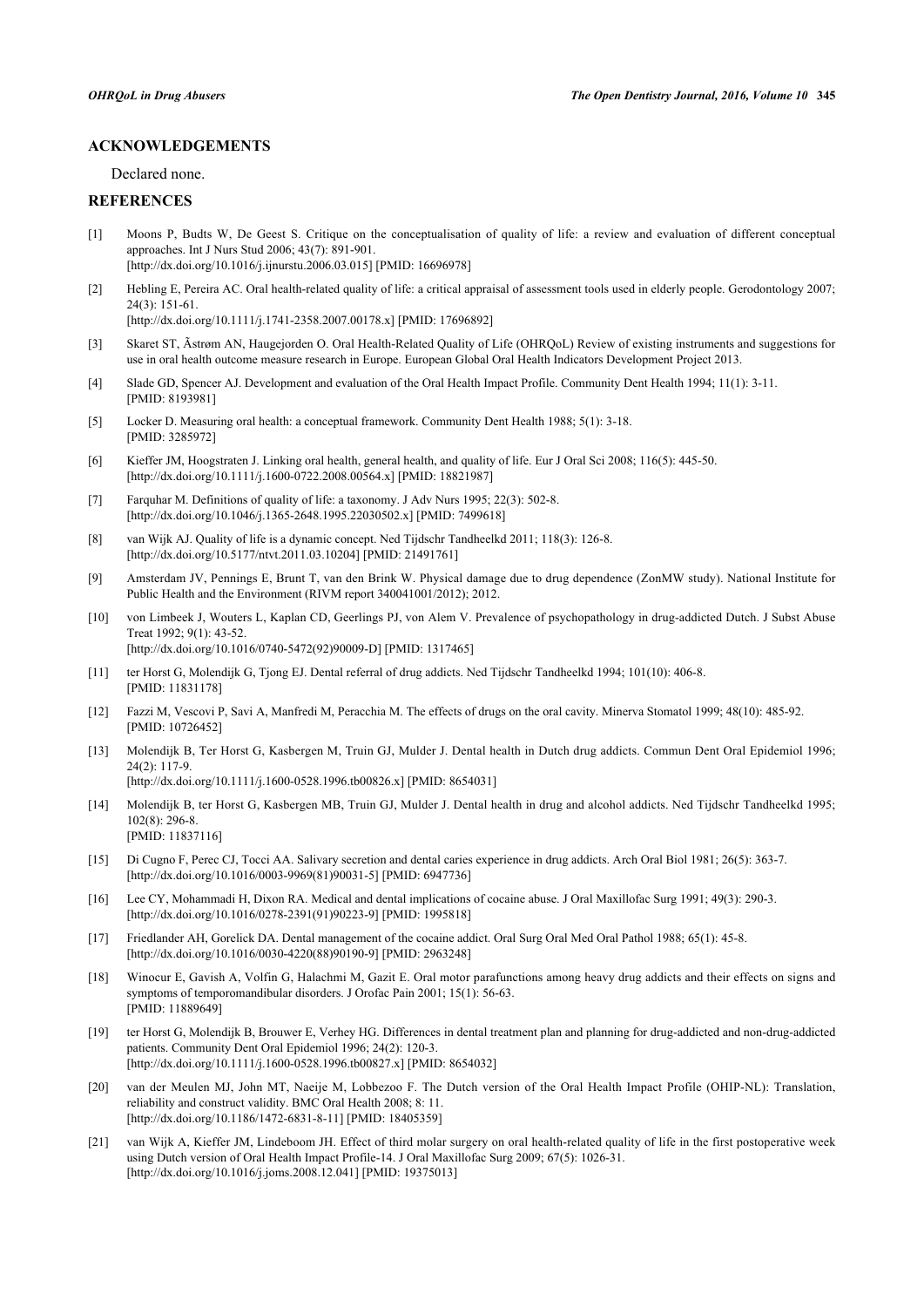## ACKNOWLEDGEMENTS

Declared none.

## REFERENCES

[1] Moons P, Budts W, De Geest S. Critique on the conceptualisation of quality of life: a review and evaluation of different conceptual approaches. Int J Nurs Stud 2006; 43(7): 891-901.
[http://dx.doi.org/10.1016/j.ijnurstu.2006.03.015] [PMID: 16696978]

[2] Hebling E, Pereira AC. Oral health-related quality of life: a critical appraisal of assessment tools used in elderly people. Gerodontology 2007; 24(3): 151-61.
[http://dx.doi.org/10.1111/j.1741-2358.2007.00178.x] [PMID: 17696892]

[3] Skaret ST, Ãstrøm AN, Haugejorden O. Oral Health-Related Quality of Life (OHRQoL) Review of existing instruments and suggestions for use in oral health outcome measure research in Europe. European Global Oral Health Indicators Development Project 2013.

[4] Slade GD, Spencer AJ. Development and evaluation of the Oral Health Impact Profile. Community Dent Health 1994; 11(1): 3-11.
[PMID: 8193981]

[5] Locker D. Measuring oral health: a conceptual framework. Community Dent Health 1988; 5(1): 3-18.
[PMID: 3285972]

[6] Kieffer JM, Hoogstraten J. Linking oral health, general health, and quality of life. Eur J Oral Sci 2008; 116(5): 445-50.
[http://dx.doi.org/10.1111/j.1600-0722.2008.00564.x] [PMID: 18821987]

[7] Farquhar M. Definitions of quality of life: a taxonomy. J Adv Nurs 1995; 22(3): 502-8.
[http://dx.doi.org/10.1046/j.1365-2648.1995.22030502.x] [PMID: 7499618]

[8] van Wijk AJ. Quality of life is a dynamic concept. Ned Tijdschr Tandheelkd 2011; 118(3): 126-8.
[http://dx.doi.org/10.5177/ntvt.2011.03.10204] [PMID: 21491761]

[9] Amsterdam JV, Pennings E, Brunt T, van den Brink W. Physical damage due to drug dependence (ZonMW study). National Institute for Public Health and the Environment (RIVM report 340041001/2012); 2012.

[10] von Limbeek J, Wouters L, Kaplan CD, Geerlings PJ, von Alem V. Prevalence of psychopathology in drug-addicted Dutch. J Subst Abuse Treat 1992; 9(1): 43-52.
[http://dx.doi.org/10.1016/0740-5472(92)90009-D] [PMID: 1317465]

[11] ter Horst G, Molendijk G, Tjong EJ. Dental referral of drug addicts. Ned Tijdschr Tandheelkd 1994; 101(10): 406-8.
[PMID: 11831178]

[12] Fazzi M, Vescovi P, Savi A, Manfredi M, Peracchia M. The effects of drugs on the oral cavity. Minerva Stomatol 1999; 48(10): 485-92.
[PMID: 10726452]

[13] Molendijk B, Ter Horst G, Kasbergen M, Truin GJ, Mulder J. Dental health in Dutch drug addicts. Commun Dent Oral Epidemiol 1996; 24(2): 117-9.
[http://dx.doi.org/10.1111/j.1600-0528.1996.tb00826.x] [PMID: 8654031]

[14] Molendijk B, ter Horst G, Kasbergen MB, Truin GJ, Mulder J. Dental health in drug and alcohol addicts. Ned Tijdschr Tandheelkd 1995; 102(8): 296-8.
[PMID: 11837116]

[15] Di Cugno F, Perec CJ, Tocci AA. Salivary secretion and dental caries experience in drug addicts. Arch Oral Biol 1981; 26(5): 363-7.
[http://dx.doi.org/10.1016/0003-9969(81)90031-5] [PMID: 6947736]

[16] Lee CY, Mohammadi H, Dixon RA. Medical and dental implications of cocaine abuse. J Oral Maxillofac Surg 1991; 49(3): 290-3.
[http://dx.doi.org/10.1016/0278-2391(91)90223-9] [PMID: 1995818]

[17] Friedlander AH, Gorelick DA. Dental management of the cocaine addict. Oral Surg Oral Med Oral Pathol 1988; 65(1): 45-8.
[http://dx.doi.org/10.1016/0030-4220(88)90190-9] [PMID: 2963248]

[18] Winocur E, Gavish A, Volfin G, Halachmi M, Gazit E. Oral motor parafunctions among heavy drug addicts and their effects on signs and symptoms of temporomandibular disorders. J Orofac Pain 2001; 15(1): 56-63.
[PMID: 11889649]

[19] ter Horst G, Molendijk B, Brouwer E, Verhey HG. Differences in dental treatment plan and planning for drug-addicted and non-drug-addicted patients. Community Dent Oral Epidemiol 1996; 24(2): 120-3.
[http://dx.doi.org/10.1111/j.1600-0528.1996.tb00827.x] [PMID: 8654032]

[20] van der Meulen MJ, John MT, Naeije M, Lobbezoo F. The Dutch version of the Oral Health Impact Profile (OHIP-NL): Translation, reliability and construct validity. BMC Oral Health 2008; 8: 11.
[http://dx.doi.org/10.1186/1472-6831-8-11] [PMID: 18405359]

[21] van Wijk A, Kieffer JM, Lindeboom JH. Effect of third molar surgery on oral health-related quality of life in the first postoperative week using Dutch version of Oral Health Impact Profile-14. J Oral Maxillofac Surg 2009; 67(5): 1026-31.
[http://dx.doi.org/10.1016/j.joms.2008.12.041] [PMID: 19375013]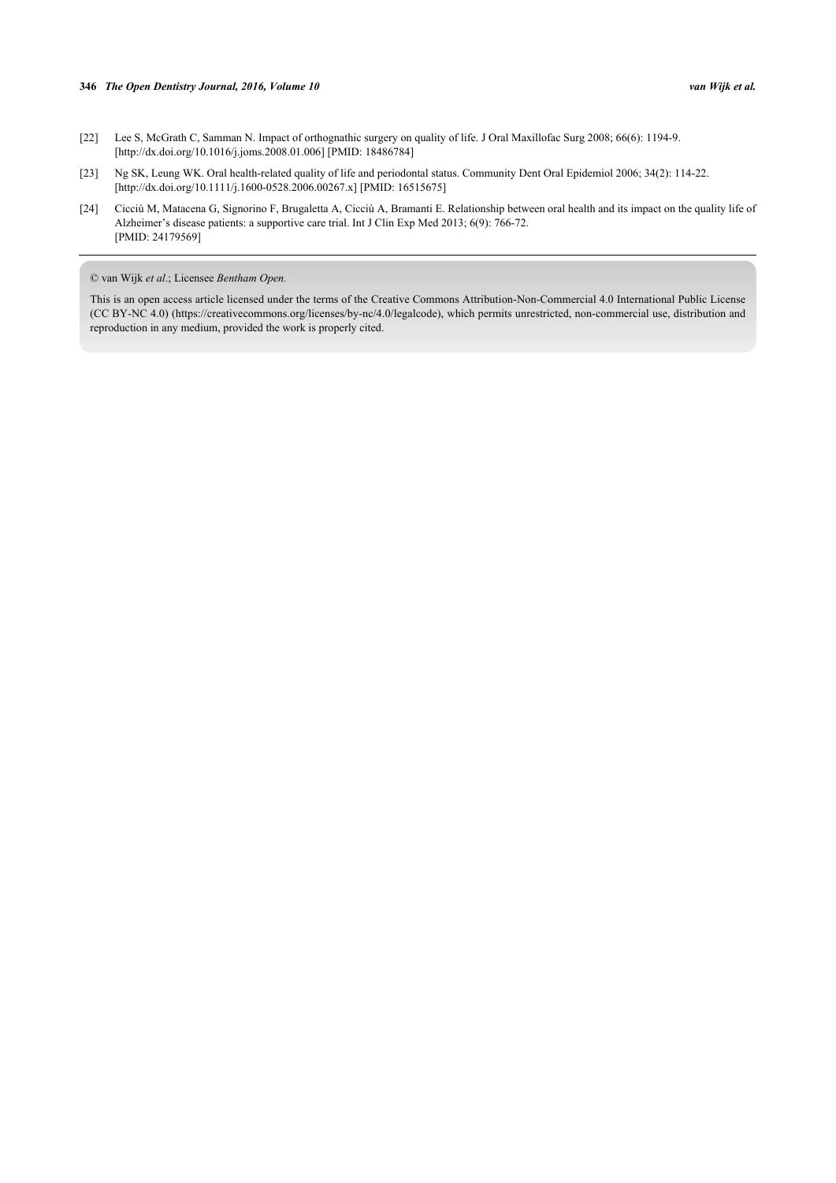[22] Lee S, McGrath C, Samman N. Impact of orthognathic surgery on quality of life. J Oral Maxillofac Surg 2008; 66(6): 1194-9. [http://dx.doi.org/10.1016/j.joms.2008.01.006] [PMID: 18486784]

[23] Ng SK, Leung WK. Oral health-related quality of life and periodontal status. Community Dent Oral Epidemiol 2006; 34(2): 114-22. [http://dx.doi.org/10.1111/j.1600-0528.2006.00267.x] [PMID: 16515675]

[24] Cicciù M, Matacena G, Signorino F, Brugaletta A, Cicciù A, Bramanti E. Relationship between oral health and its impact on the quality life of Alzheimer's disease patients: a supportive care trial. Int J Clin Exp Med 2013; 6(9): 766-72. [PMID: 24179569]

---

© van Wijk *et al*.; Licensee *Bentham Open.*

This is an open access article licensed under the terms of the Creative Commons Attribution-Non-Commercial 4.0 International Public License (CC BY-NC 4.0) (https://creativecommons.org/licenses/by-nc/4.0/legalcode), which permits unrestricted, non-commercial use, distribution and reproduction in any medium, provided the work is properly cited.